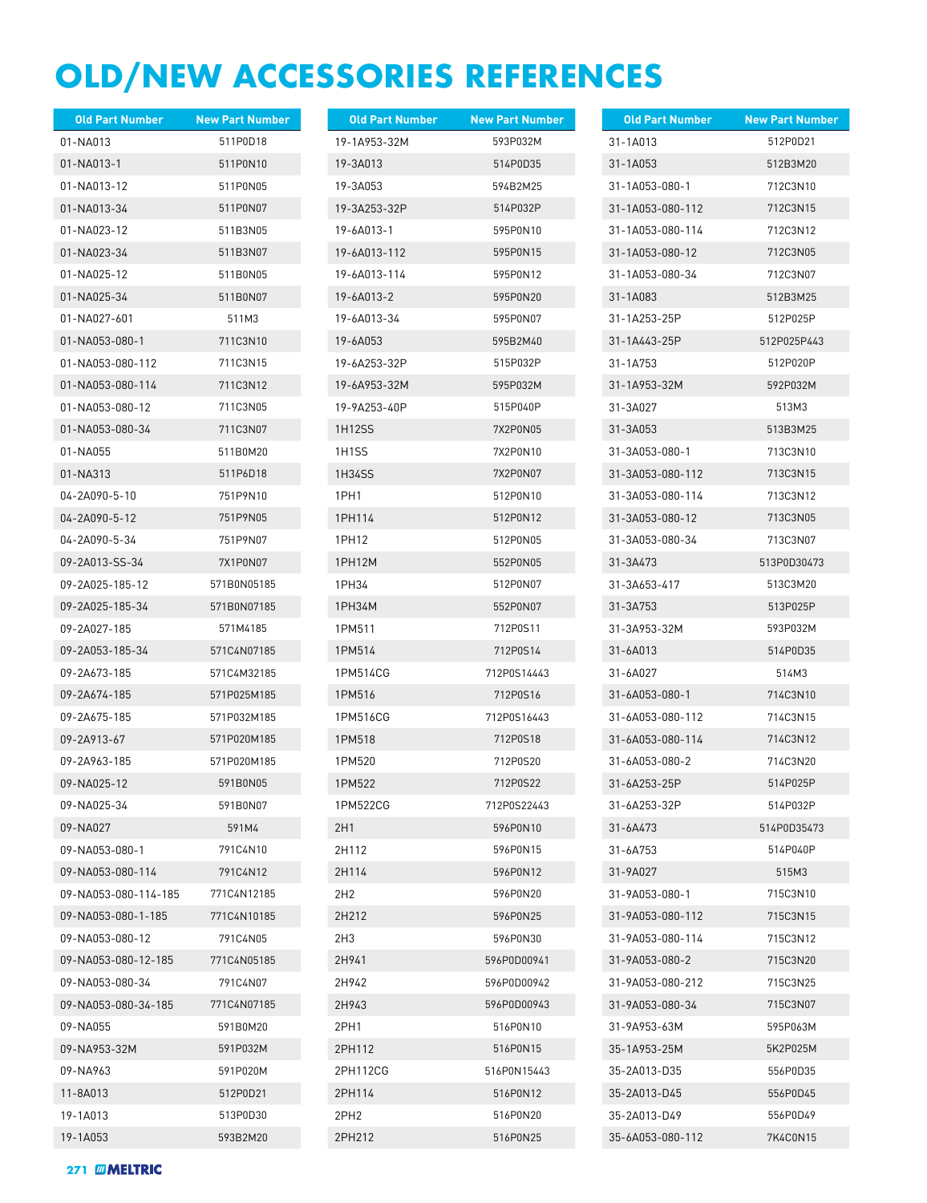# OLD/NEW ACCESSORIES REFERENCES

| Old Part Number | New Part Number |
|---|---|
| 01-NA013 | 511P0D18 |
| 01-NA013-1 | 511P0N10 |
| 01-NA013-12 | 511P0N05 |
| 01-NA013-34 | 511P0N07 |
| 01-NA023-12 | 511B3N05 |
| 01-NA023-34 | 511B3N07 |
| 01-NA025-12 | 511B0N05 |
| 01-NA025-34 | 511B0N07 |
| 01-NA027-601 | 511M3 |
| 01-NA053-080-1 | 711C3N10 |
| 01-NA053-080-112 | 711C3N15 |
| 01-NA053-080-114 | 711C3N12 |
| 01-NA053-080-12 | 711C3N05 |
| 01-NA053-080-34 | 711C3N07 |
| 01-NA055 | 511B0M20 |
| 01-NA313 | 511P6D18 |
| 04-2A090-5-10 | 751P9N10 |
| 04-2A090-5-12 | 751P9N05 |
| 04-2A090-5-34 | 751P9N07 |
| 09-2A013-SS-34 | 7X1P0N07 |
| 09-2A025-185-12 | 571B0N05185 |
| 09-2A025-185-34 | 571B0N07185 |
| 09-2A027-185 | 571M4185 |
| 09-2A053-185-34 | 571C4N07185 |
| 09-2A673-185 | 571C4M32185 |
| 09-2A674-185 | 571P025M185 |
| 09-2A675-185 | 571P032M185 |
| 09-2A913-67 | 571P020M185 |
| 09-2A963-185 | 571P020M185 |
| 09-NA025-12 | 591B0N05 |
| 09-NA025-34 | 591B0N07 |
| 09-NA027 | 591M4 |
| 09-NA053-080-1 | 791C4N10 |
| 09-NA053-080-114 | 791C4N12 |
| 09-NA053-080-114-185 | 771C4N12185 |
| 09-NA053-080-1-185 | 771C4N10185 |
| 09-NA053-080-12 | 791C4N05 |
| 09-NA053-080-12-185 | 771C4N05185 |
| 09-NA053-080-34 | 791C4N07 |
| 09-NA053-080-34-185 | 771C4N07185 |
| 09-NA055 | 591B0M20 |
| 09-NA953-32M | 591P032M |
| 09-NA963 | 591P020M |
| 11-8A013 | 512P0D21 |
| 19-1A013 | 513P0D30 |
| 19-1A053 | 593B2M20 |
| 19-1A953-32M | 593P032M |
| 19-3A013 | 514P0D35 |
| 19-3A053 | 594B2M25 |
| 19-3A253-32P | 514P032P |
| 19-6A013-1 | 595P0N10 |
| 19-6A013-112 | 595P0N15 |
| 19-6A013-114 | 595P0N12 |
| 19-6A013-2 | 595P0N20 |
| 19-6A013-34 | 595P0N07 |
| 19-6A053 | 595B2M40 |
| 19-6A253-32P | 515P032P |
| 19-6A953-32M | 595P032M |
| 19-9A253-40P | 515P040P |
| 1H12SS | 7X2P0N05 |
| 1H1SS | 7X2P0N10 |
| 1H34SS | 7X2P0N07 |
| 1PH1 | 512P0N10 |
| 1PH114 | 512P0N12 |
| 1PH12 | 512P0N05 |
| 1PH12M | 552P0N05 |
| 1PH34 | 512P0N07 |
| 1PH34M | 552P0N07 |
| 1PM511 | 712P0S11 |
| 1PM514 | 712P0S14 |
| 1PM514CG | 712P0S14443 |
| 1PM516 | 712P0S16 |
| 1PM516CG | 712P0S16443 |
| 1PM518 | 712P0S18 |
| 1PM520 | 712P0S20 |
| 1PM522 | 712P0S22 |
| 1PM522CG | 712P0S22443 |
| 2H1 | 596P0N10 |
| 2H112 | 596P0N15 |
| 2H114 | 596P0N12 |
| 2H2 | 596P0N20 |
| 2H212 | 596P0N25 |
| 2H3 | 596P0N30 |
| 2H941 | 596P0D00941 |
| 2H942 | 596P0D00942 |
| 2H943 | 596P0D00943 |
| 2PH1 | 516P0N10 |
| 2PH112 | 516P0N15 |
| 2PH112CG | 516P0N15443 |
| 2PH114 | 516P0N12 |
| 2PH2 | 516P0N20 |
| 2PH212 | 516P0N25 |
| 31-1A013 | 512P0D21 |
| 31-1A053 | 512B3M20 |
| 31-1A053-080-1 | 712C3N10 |
| 31-1A053-080-112 | 712C3N15 |
| 31-1A053-080-114 | 712C3N12 |
| 31-1A053-080-12 | 712C3N05 |
| 31-1A053-080-34 | 712C3N07 |
| 31-1A083 | 512B3M25 |
| 31-1A253-25P | 512P025P |
| 31-1A443-25P | 512P025P443 |
| 31-1A753 | 512P020P |
| 31-1A953-32M | 592P032M |
| 31-3A027 | 513M3 |
| 31-3A053 | 513B3M25 |
| 31-3A053-080-1 | 713C3N10 |
| 31-3A053-080-112 | 713C3N15 |
| 31-3A053-080-114 | 713C3N12 |
| 31-3A053-080-12 | 713C3N05 |
| 31-3A053-080-34 | 713C3N07 |
| 31-3A473 | 513P0D30473 |
| 31-3A653-417 | 513C3M20 |
| 31-3A753 | 513P025P |
| 31-3A953-32M | 593P032M |
| 31-6A013 | 514P0D35 |
| 31-6A027 | 514M3 |
| 31-6A053-080-1 | 714C3N10 |
| 31-6A053-080-112 | 714C3N15 |
| 31-6A053-080-114 | 714C3N12 |
| 31-6A053-080-2 | 714C3N20 |
| 31-6A253-25P | 514P025P |
| 31-6A253-32P | 514P032P |
| 31-6A473 | 514P0D35473 |
| 31-6A753 | 514P040P |
| 31-9A027 | 515M3 |
| 31-9A053-080-1 | 715C3N10 |
| 31-9A053-080-112 | 715C3N15 |
| 31-9A053-080-114 | 715C3N12 |
| 31-9A053-080-2 | 715C3N20 |
| 31-9A053-080-212 | 715C3N25 |
| 31-9A053-080-34 | 715C3N07 |
| 31-9A953-63M | 595P063M |
| 35-1A953-25M | 5K2P025M |
| 35-2A013-D35 | 556P0D35 |
| 35-2A013-D45 | 556P0D45 |
| 35-2A013-D49 | 556P0D49 |
| 35-6A053-080-112 | 7K4C0N15 |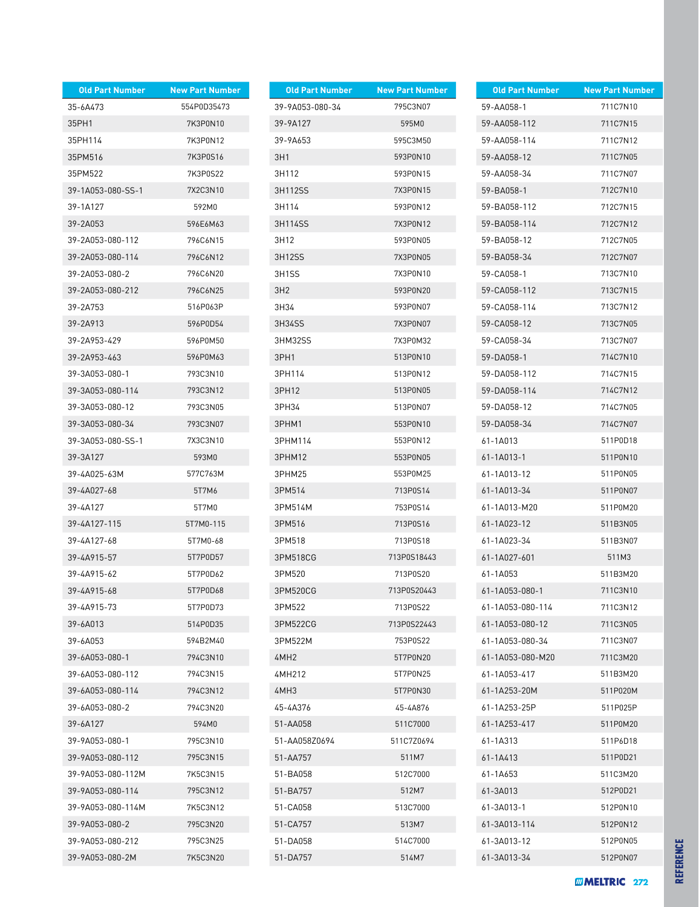| Old Part Number | New Part Number |
|---|---|
| 35-6A473 | 554P0D35473 |
| 35PH1 | 7K3P0N10 |
| 35PH114 | 7K3P0N12 |
| 35PM516 | 7K3P0S16 |
| 35PM522 | 7K3P0S22 |
| 39-1A053-080-SS-1 | 7X2C3N10 |
| 39-1A127 | 592M0 |
| 39-2A053 | 596E6M63 |
| 39-2A053-080-112 | 796C6N15 |
| 39-2A053-080-114 | 796C6N12 |
| 39-2A053-080-2 | 796C6N20 |
| 39-2A053-080-212 | 796C6N25 |
| 39-2A753 | 516P063P |
| 39-2A913 | 596P0D54 |
| 39-2A953-429 | 596P0M50 |
| 39-2A953-463 | 596P0M63 |
| 39-3A053-080-1 | 793C3N10 |
| 39-3A053-080-114 | 793C3N12 |
| 39-3A053-080-12 | 793C3N05 |
| 39-3A053-080-34 | 793C3N07 |
| 39-3A053-080-SS-1 | 7X3C3N10 |
| 39-3A127 | 593M0 |
| 39-4A025-63M | 577C763M |
| 39-4A027-68 | 5T7M6 |
| 39-4A127 | 5T7M0 |
| 39-4A127-115 | 5T7M0-115 |
| 39-4A127-68 | 5T7M0-68 |
| 39-4A915-57 | 5T7P0D57 |
| 39-4A915-62 | 5T7P0D62 |
| 39-4A915-68 | 5T7P0D68 |
| 39-4A915-73 | 5T7P0D73 |
| 39-6A013 | 514P0D35 |
| 39-6A053 | 594B2M40 |
| 39-6A053-080-1 | 794C3N10 |
| 39-6A053-080-112 | 794C3N15 |
| 39-6A053-080-114 | 794C3N12 |
| 39-6A053-080-2 | 794C3N20 |
| 39-6A127 | 594M0 |
| 39-9A053-080-1 | 795C3N10 |
| 39-9A053-080-112 | 795C3N15 |
| 39-9A053-080-112M | 7K5C3N15 |
| 39-9A053-080-114 | 795C3N12 |
| 39-9A053-080-114M | 7K5C3N12 |
| 39-9A053-080-2 | 795C3N20 |
| 39-9A053-080-212 | 795C3N25 |
| 39-9A053-080-2M | 7K5C3N20 |
| 39-9A053-080-34 | 795C3N07 |
| 39-9A127 | 595M0 |
| 39-9A653 | 595C3M50 |
| 3H1 | 593P0N10 |
| 3H112 | 593P0N15 |
| 3H112SS | 7X3P0N15 |
| 3H114 | 593P0N12 |
| 3H114SS | 7X3P0N12 |
| 3H12 | 593P0N05 |
| 3H12SS | 7X3P0N05 |
| 3H1SS | 7X3P0N10 |
| 3H2 | 593P0N20 |
| 3H34 | 593P0N07 |
| 3H34SS | 7X3P0N07 |
| 3HM32SS | 7X3P0M32 |
| 3PH1 | 513P0N10 |
| 3PH114 | 513P0N12 |
| 3PH12 | 513P0N05 |
| 3PH34 | 513P0N07 |
| 3PHM1 | 553P0N10 |
| 3PHM114 | 553P0N12 |
| 3PHM12 | 553P0N05 |
| 3PHM25 | 553P0M25 |
| 3PM514 | 713P0S14 |
| 3PM514M | 753P0S14 |
| 3PM516 | 713P0S16 |
| 3PM518 | 713P0S18 |
| 3PM518CG | 713P0S18443 |
| 3PM520 | 713P0S20 |
| 3PM520CG | 713P0S20443 |
| 3PM522 | 713P0S22 |
| 3PM522CG | 713P0S22443 |
| 3PM522M | 753P0S22 |
| 4MH2 | 5T7P0N20 |
| 4MH212 | 5T7P0N25 |
| 4MH3 | 5T7P0N30 |
| 45-4A376 | 45-4A876 |
| 51-AA058 | 511C7000 |
| 51-AA058Z0694 | 511C7Z0694 |
| 51-AA757 | 511M7 |
| 51-BA058 | 512C7000 |
| 51-BA757 | 512M7 |
| 51-CA058 | 513C7000 |
| 51-CA757 | 513M7 |
| 51-DA058 | 514C7000 |
| 51-DA757 | 514M7 |
| 59-AA058-1 | 711C7N10 |
| 59-AA058-112 | 711C7N15 |
| 59-AA058-114 | 711C7N12 |
| 59-AA058-12 | 711C7N05 |
| 59-AA058-34 | 711C7N07 |
| 59-BA058-1 | 712C7N10 |
| 59-BA058-112 | 712C7N15 |
| 59-BA058-114 | 712C7N12 |
| 59-BA058-12 | 712C7N05 |
| 59-BA058-34 | 712C7N07 |
| 59-CA058-1 | 713C7N10 |
| 59-CA058-112 | 713C7N15 |
| 59-CA058-114 | 713C7N12 |
| 59-CA058-12 | 713C7N05 |
| 59-CA058-34 | 713C7N07 |
| 59-DA058-1 | 714C7N10 |
| 59-DA058-112 | 714C7N15 |
| 59-DA058-114 | 714C7N12 |
| 59-DA058-12 | 714C7N05 |
| 59-DA058-34 | 714C7N07 |
| 61-1A013 | 511P0D18 |
| 61-1A013-1 | 511P0N10 |
| 61-1A013-12 | 511P0N05 |
| 61-1A013-34 | 511P0N07 |
| 61-1A013-M20 | 511P0M20 |
| 61-1A023-12 | 511B3N05 |
| 61-1A023-34 | 511B3N07 |
| 61-1A027-601 | 511M3 |
| 61-1A053 | 511B3M20 |
| 61-1A053-080-1 | 711C3N10 |
| 61-1A053-080-114 | 711C3N12 |
| 61-1A053-080-12 | 711C3N05 |
| 61-1A053-080-34 | 711C3N07 |
| 61-1A053-080-M20 | 711C3M20 |
| 61-1A053-417 | 511B3M20 |
| 61-1A253-20M | 511P020M |
| 61-1A253-25P | 511P025P |
| 61-1A253-417 | 511P0M20 |
| 61-1A313 | 511P6D18 |
| 61-1A413 | 511P0D21 |
| 61-1A653 | 511C3M20 |
| 61-3A013 | 512P0D21 |
| 61-3A013-1 | 512P0N10 |
| 61-3A013-114 | 512P0N12 |
| 61-3A013-12 | 512P0N05 |
| 61-3A013-34 | 512P0N07 |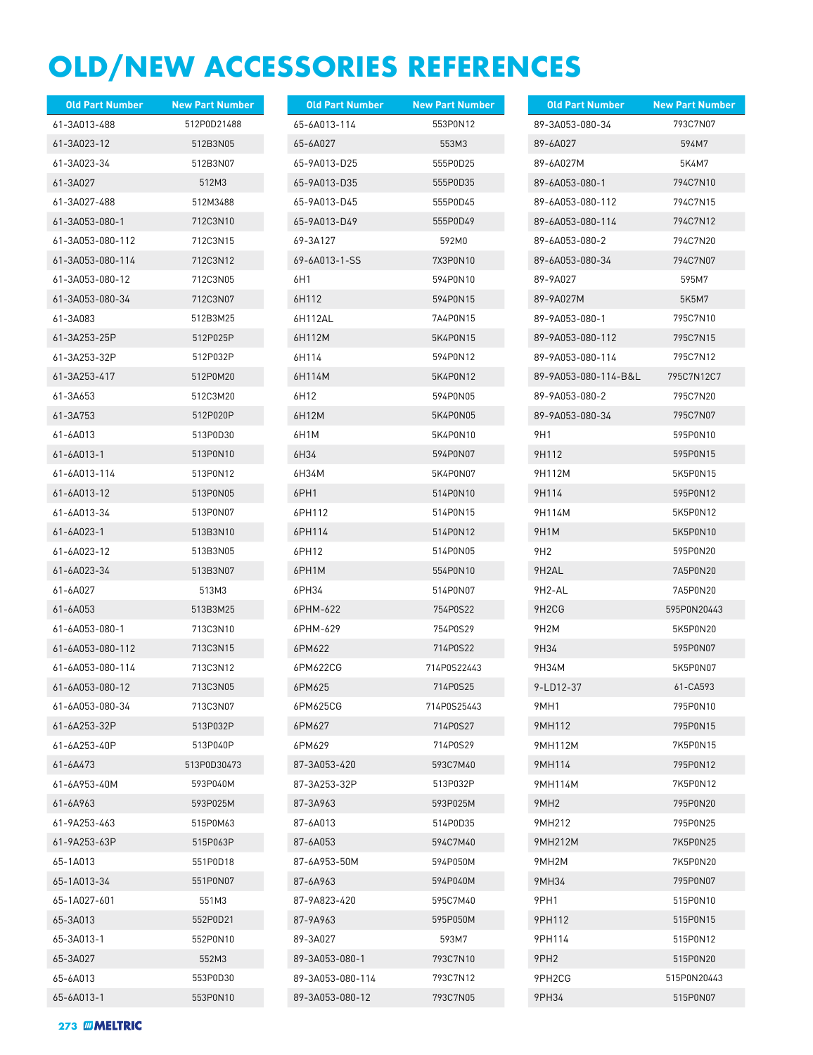# OLD/NEW ACCESSORIES REFERENCES

| Old Part Number | New Part Number |
|---|---|
| 61-3A013-488 | 512P0D21488 |
| 61-3A023-12 | 512B3N05 |
| 61-3A023-34 | 512B3N07 |
| 61-3A027 | 512M3 |
| 61-3A027-488 | 512M3488 |
| 61-3A053-080-1 | 712C3N10 |
| 61-3A053-080-112 | 712C3N15 |
| 61-3A053-080-114 | 712C3N12 |
| 61-3A053-080-12 | 712C3N05 |
| 61-3A053-080-34 | 712C3N07 |
| 61-3A083 | 512B3M25 |
| 61-3A253-25P | 512P025P |
| 61-3A253-32P | 512P032P |
| 61-3A253-417 | 512P0M20 |
| 61-3A653 | 512C3M20 |
| 61-3A753 | 512P020P |
| 61-6A013 | 513P0D30 |
| 61-6A013-1 | 513P0N10 |
| 61-6A013-114 | 513P0N12 |
| 61-6A013-12 | 513P0N05 |
| 61-6A013-34 | 513P0N07 |
| 61-6A023-1 | 513B3N10 |
| 61-6A023-12 | 513B3N05 |
| 61-6A023-34 | 513B3N07 |
| 61-6A027 | 513M3 |
| 61-6A053 | 513B3M25 |
| 61-6A053-080-1 | 713C3N10 |
| 61-6A053-080-112 | 713C3N15 |
| 61-6A053-080-114 | 713C3N12 |
| 61-6A053-080-12 | 713C3N05 |
| 61-6A053-080-34 | 713C3N07 |
| 61-6A253-32P | 513P032P |
| 61-6A253-40P | 513P040P |
| 61-6A473 | 513P0D30473 |
| 61-6A953-40M | 593P040M |
| 61-6A963 | 593P025M |
| 61-9A253-463 | 515P0M63 |
| 61-9A253-63P | 515P063P |
| 65-1A013 | 551P0D18 |
| 65-1A013-34 | 551P0N07 |
| 65-1A027-601 | 551M3 |
| 65-3A013 | 552P0D21 |
| 65-3A013-1 | 552P0N10 |
| 65-3A027 | 552M3 |
| 65-6A013 | 553P0D30 |
| 65-6A013-1 | 553P0N10 |
| 65-6A013-114 | 553P0N12 |
| 65-6A027 | 553M3 |
| 65-9A013-D25 | 555P0D25 |
| 65-9A013-D35 | 555P0D35 |
| 65-9A013-D45 | 555P0D45 |
| 65-9A013-D49 | 555P0D49 |
| 69-3A127 | 592M0 |
| 69-6A013-1-SS | 7X3P0N10 |
| 6H1 | 594P0N10 |
| 6H112 | 594P0N15 |
| 6H112AL | 7A4P0N15 |
| 6H112M | 5K4P0N15 |
| 6H114 | 594P0N12 |
| 6H114M | 5K4P0N12 |
| 6H12 | 594P0N05 |
| 6H12M | 5K4P0N05 |
| 6H1M | 5K4P0N10 |
| 6H34 | 594P0N07 |
| 6H34M | 5K4P0N07 |
| 6PH1 | 514P0N10 |
| 6PH112 | 514P0N15 |
| 6PH114 | 514P0N12 |
| 6PH12 | 514P0N05 |
| 6PH1M | 554P0N10 |
| 6PH34 | 514P0N07 |
| 6PHM-622 | 754P0S22 |
| 6PHM-629 | 754P0S29 |
| 6PM622 | 714P0S22 |
| 6PM622CG | 714P0S22443 |
| 6PM625 | 714P0S25 |
| 6PM625CG | 714P0S25443 |
| 6PM627 | 714P0S27 |
| 6PM629 | 714P0S29 |
| 87-3A053-420 | 593C7M40 |
| 87-3A253-32P | 513P032P |
| 87-3A963 | 593P025M |
| 87-6A013 | 514P0D35 |
| 87-6A053 | 594C7M40 |
| 87-6A953-50M | 594P050M |
| 87-6A963 | 594P040M |
| 87-9A823-420 | 595C7M40 |
| 87-9A963 | 595P050M |
| 89-3A027 | 593M7 |
| 89-3A053-080-1 | 793C7N10 |
| 89-3A053-080-114 | 793C7N12 |
| 89-3A053-080-12 | 793C7N05 |
| 89-3A053-080-34 | 793C7N07 |
| 89-6A027 | 594M7 |
| 89-6A027M | 5K4M7 |
| 89-6A053-080-1 | 794C7N10 |
| 89-6A053-080-112 | 794C7N15 |
| 89-6A053-080-114 | 794C7N12 |
| 89-6A053-080-2 | 794C7N20 |
| 89-6A053-080-34 | 794C7N07 |
| 89-9A027 | 595M7 |
| 89-9A027M | 5K5M7 |
| 89-9A053-080-1 | 795C7N10 |
| 89-9A053-080-112 | 795C7N15 |
| 89-9A053-080-114 | 795C7N12 |
| 89-9A053-080-114-B&L | 795C7N12C7 |
| 89-9A053-080-2 | 795C7N20 |
| 89-9A053-080-34 | 795C7N07 |
| 9H1 | 595P0N10 |
| 9H112 | 595P0N15 |
| 9H112M | 5K5P0N15 |
| 9H114 | 595P0N12 |
| 9H114M | 5K5P0N12 |
| 9H1M | 5K5P0N10 |
| 9H2 | 595P0N20 |
| 9H2AL | 7A5P0N20 |
| 9H2-AL | 7A5P0N20 |
| 9H2CG | 595P0N20443 |
| 9H2M | 5K5P0N20 |
| 9H34 | 595P0N07 |
| 9H34M | 5K5P0N07 |
| 9-LD12-37 | 61-CA593 |
| 9MH1 | 795P0N10 |
| 9MH112 | 795P0N15 |
| 9MH112M | 7K5P0N15 |
| 9MH114 | 795P0N12 |
| 9MH114M | 7K5P0N12 |
| 9MH2 | 795P0N20 |
| 9MH212 | 795P0N25 |
| 9MH212M | 7K5P0N25 |
| 9MH2M | 7K5P0N20 |
| 9MH34 | 795P0N07 |
| 9PH1 | 515P0N10 |
| 9PH112 | 515P0N15 |
| 9PH114 | 515P0N12 |
| 9PH2 | 515P0N20 |
| 9PH2CG | 515P0N20443 |
| 9PH34 | 515P0N07 |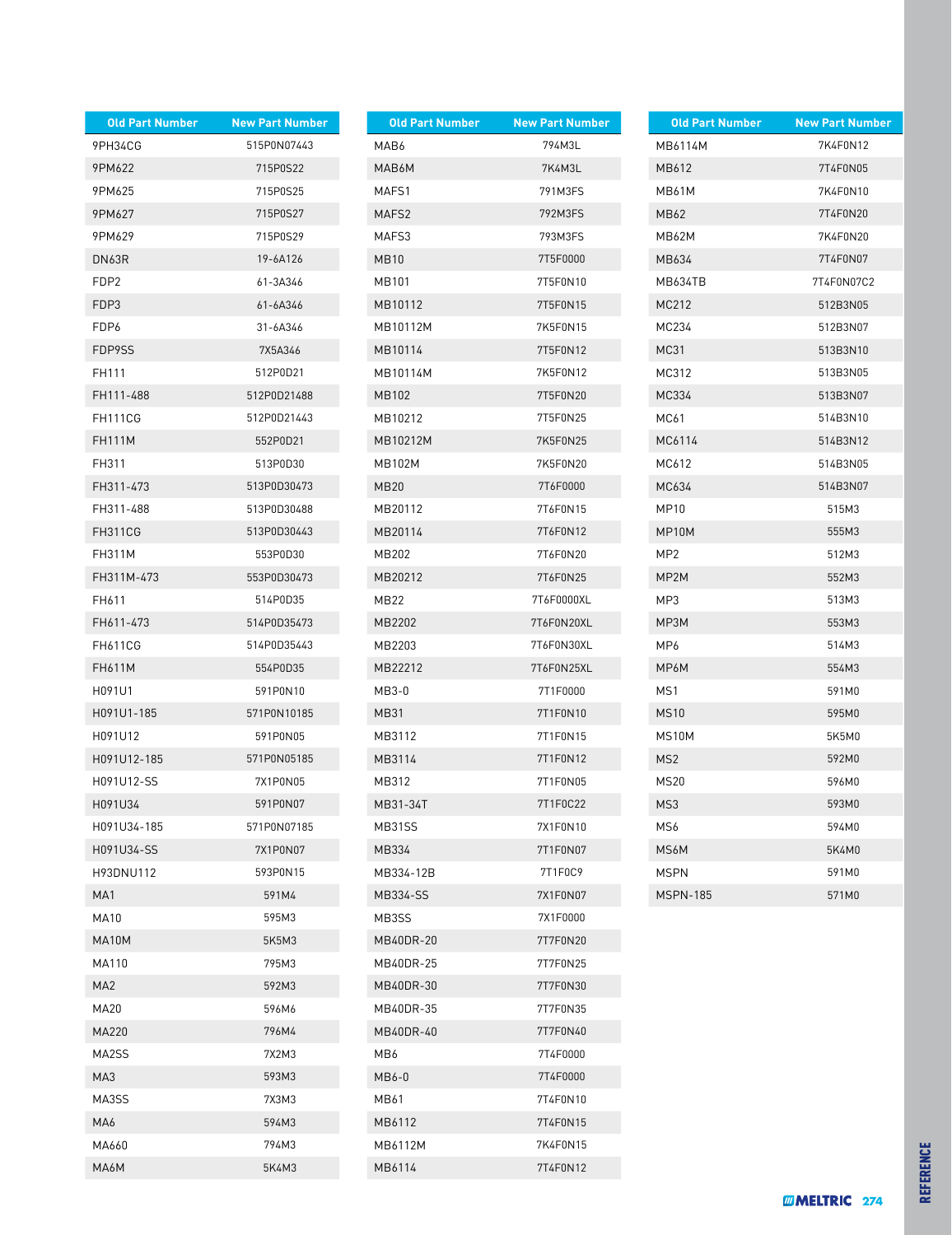| Old Part Number | New Part Number |
|---|---|
| 9PH34CG | 515P0N07443 |
| 9PM622 | 715P0S22 |
| 9PM625 | 715P0S25 |
| 9PM627 | 715P0S27 |
| 9PM629 | 715P0S29 |
| DN63R | 19-6A126 |
| FDP2 | 61-3A346 |
| FDP3 | 61-6A346 |
| FDP6 | 31-6A346 |
| FDP9SS | 7X5A346 |
| FH111 | 512P0D21 |
| FH111-488 | 512P0D21488 |
| FH111CG | 512P0D21443 |
| FH111M | 552P0D21 |
| FH311 | 513P0D30 |
| FH311-473 | 513P0D30473 |
| FH311-488 | 513P0D30488 |
| FH311CG | 513P0D30443 |
| FH311M | 553P0D30 |
| FH311M-473 | 553P0D30473 |
| FH611 | 514P0D35 |
| FH611-473 | 514P0D35473 |
| FH611CG | 514P0D35443 |
| FH611M | 554P0D35 |
| H091U1 | 591P0N10 |
| H091U1-185 | 571P0N10185 |
| H091U12 | 591P0N05 |
| H091U12-185 | 571P0N05185 |
| H091U12-SS | 7X1P0N05 |
| H091U34 | 591P0N07 |
| H091U34-185 | 571P0N07185 |
| H091U34-SS | 7X1P0N07 |
| H93DNU112 | 593P0N15 |
| MA1 | 591M4 |
| MA10 | 595M3 |
| MA10M | 5K5M3 |
| MA110 | 795M3 |
| MA2 | 592M3 |
| MA20 | 596M6 |
| MA220 | 796M4 |
| MA2SS | 7X2M3 |
| MA3 | 593M3 |
| MA3SS | 7X3M3 |
| MA6 | 594M3 |
| MA660 | 794M3 |
| MA6M | 5K4M3 |
| MAB6 | 794M3L |
| MAB6M | 7K4M3L |
| MAFS1 | 791M3FS |
| MAFS2 | 792M3FS |
| MAFS3 | 793M3FS |
| MB10 | 7T5F0000 |
| MB101 | 7T5F0N10 |
| MB10112 | 7T5F0N15 |
| MB10112M | 7K5F0N15 |
| MB10114 | 7T5F0N12 |
| MB10114M | 7K5F0N12 |
| MB102 | 7T5F0N20 |
| MB10212 | 7T5F0N25 |
| MB10212M | 7K5F0N25 |
| MB102M | 7K5F0N20 |
| MB20 | 7T6F0000 |
| MB20112 | 7T6F0N15 |
| MB20114 | 7T6F0N12 |
| MB202 | 7T6F0N20 |
| MB20212 | 7T6F0N25 |
| MB22 | 7T6F0000XL |
| MB2202 | 7T6F0N20XL |
| MB2203 | 7T6F0N30XL |
| MB22212 | 7T6F0N25XL |
| MB3-0 | 7T1F0000 |
| MB31 | 7T1F0N10 |
| MB3112 | 7T1F0N15 |
| MB3114 | 7T1F0N12 |
| MB312 | 7T1F0N05 |
| MB31-34T | 7T1F0C22 |
| MB31SS | 7X1F0N10 |
| MB334 | 7T1F0N07 |
| MB334-12B | 7T1F0C9 |
| MB334-SS | 7X1F0N07 |
| MB3SS | 7X1F0000 |
| MB40DR-20 | 7T7F0N20 |
| MB40DR-25 | 7T7F0N25 |
| MB40DR-30 | 7T7F0N30 |
| MB40DR-35 | 7T7F0N35 |
| MB40DR-40 | 7T7F0N40 |
| MB6 | 7T4F0000 |
| MB6-0 | 7T4F0000 |
| MB61 | 7T4F0N10 |
| MB6112 | 7T4F0N15 |
| MB6112M | 7K4F0N15 |
| MB6114 | 7T4F0N12 |
| MB6114M | 7K4F0N12 |
| MB612 | 7T4F0N05 |
| MB61M | 7K4F0N10 |
| MB62 | 7T4F0N20 |
| MB62M | 7K4F0N20 |
| MB634 | 7T4F0N07 |
| MB634TB | 7T4F0N07C2 |
| MC212 | 512B3N05 |
| MC234 | 512B3N07 |
| MC31 | 513B3N10 |
| MC312 | 513B3N05 |
| MC334 | 513B3N07 |
| MC61 | 514B3N10 |
| MC6114 | 514B3N12 |
| MC612 | 514B3N05 |
| MC634 | 514B3N07 |
| MP10 | 515M3 |
| MP10M | 555M3 |
| MP2 | 512M3 |
| MP2M | 552M3 |
| MP3 | 513M3 |
| MP3M | 553M3 |
| MP6 | 514M3 |
| MP6M | 554M3 |
| MS1 | 591M0 |
| MS10 | 595M0 |
| MS10M | 5K5M0 |
| MS2 | 592M0 |
| MS20 | 596M0 |
| MS3 | 593M0 |
| MS6 | 594M0 |
| MS6M | 5K4M0 |
| MSPN | 591M0 |
| MSPN-185 | 571M0 |